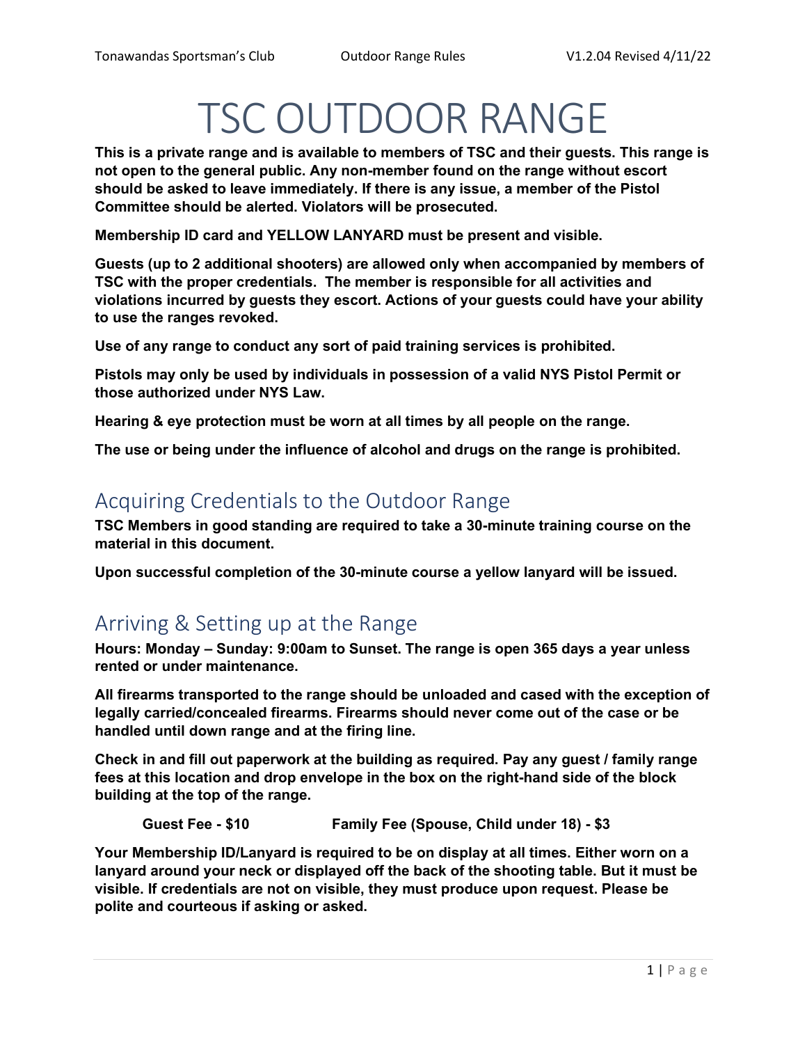# TSC OUTDOOR RANGE

**This is a private range and is available to members of TSC and their guests. This range is not open to the general public. Any non-member found on the range without escort should be asked to leave immediately. If there is any issue, a member of the Pistol Committee should be alerted. Violators will be prosecuted.**

**Membership ID card and YELLOW LANYARD must be present and visible.**

**Guests (up to 2 additional shooters) are allowed only when accompanied by members of TSC with the proper credentials. The member is responsible for all activities and violations incurred by guests they escort. Actions of your guests could have your ability to use the ranges revoked.**

**Use of any range to conduct any sort of paid training services is prohibited.**

**Pistols may only be used by individuals in possession of a valid NYS Pistol Permit or those authorized under NYS Law.**

**Hearing & eye protection must be worn at all times by all people on the range.**

**The use or being under the influence of alcohol and drugs on the range is prohibited.**

## Acquiring Credentials to the Outdoor Range

**TSC Members in good standing are required to take a 30-minute training course on the material in this document.**

**Upon successful completion of the 30-minute course a yellow lanyard will be issued.**

## Arriving & Setting up at the Range

**Hours: Monday – Sunday: 9:00am to Sunset. The range is open 365 days a year unless rented or under maintenance.**

**All firearms transported to the range should be unloaded and cased with the exception of legally carried/concealed firearms. Firearms should never come out of the case or be handled until down range and at the firing line.**

**Check in and fill out paperwork at the building as required. Pay any guest / family range fees at this location and drop envelope in the box on the right-hand side of the block building at the top of the range.**

**Guest Fee - $10** **Family Fee (Spouse, Child under 18) - $3**

**Your Membership ID/Lanyard is required to be on display at all times. Either worn on a lanyard around your neck or displayed off the back of the shooting table. But it must be visible. If credentials are not on visible, they must produce upon request. Please be polite and courteous if asking or asked.**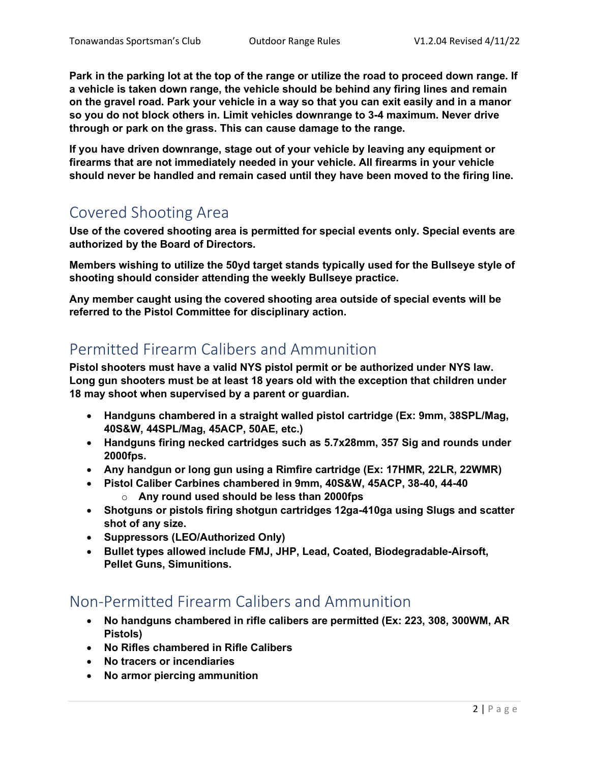**Park in the parking lot at the top of the range or utilize the road to proceed down range. If a vehicle is taken down range, the vehicle should be behind any firing lines and remain on the gravel road. Park your vehicle in a way so that you can exit easily and in a manor so you do not block others in. Limit vehicles downrange to 3-4 maximum. Never drive through or park on the grass. This can cause damage to the range.**

**If you have driven downrange, stage out of your vehicle by leaving any equipment or firearms that are not immediately needed in your vehicle. All firearms in your vehicle should never be handled and remain cased until they have been moved to the firing line.**

## Covered Shooting Area

**Use of the covered shooting area is permitted for special events only. Special events are authorized by the Board of Directors.**

**Members wishing to utilize the 50yd target stands typically used for the Bullseye style of shooting should consider attending the weekly Bullseye practice.**

**Any member caught using the covered shooting area outside of special events will be referred to the Pistol Committee for disciplinary action.**

## Permitted Firearm Calibers and Ammunition

**Pistol shooters must have a valid NYS pistol permit or be authorized under NYS law. Long gun shooters must be at least 18 years old with the exception that children under 18 may shoot when supervised by a parent or guardian.**

- **Handguns chambered in a straight walled pistol cartridge (Ex: 9mm, 38SPL/Mag, 40S&W, 44SPL/Mag, 45ACP, 50AE, etc.)**
- **Handguns firing necked cartridges such as 5.7x28mm, 357 Sig and rounds under 2000fps.**
- **Any handgun or long gun using a Rimfire cartridge (Ex: 17HMR, 22LR, 22WMR)**
- **Pistol Caliber Carbines chambered in 9mm, 40S&W, 45ACP, 38-40, 44-40**
  - **Any round used should be less than 2000fps**
- **Shotguns or pistols firing shotgun cartridges 12ga-410ga using Slugs and scatter shot of any size.**
- **Suppressors (LEO/Authorized Only)**
- **Bullet types allowed include FMJ, JHP, Lead, Coated, Biodegradable-Airsoft, Pellet Guns, Simunitions.**

## Non-Permitted Firearm Calibers and Ammunition

- **No handguns chambered in rifle calibers are permitted (Ex: 223, 308, 300WM, AR Pistols)**
- **No Rifles chambered in Rifle Calibers**
- **No tracers or incendiaries**
- **No armor piercing ammunition**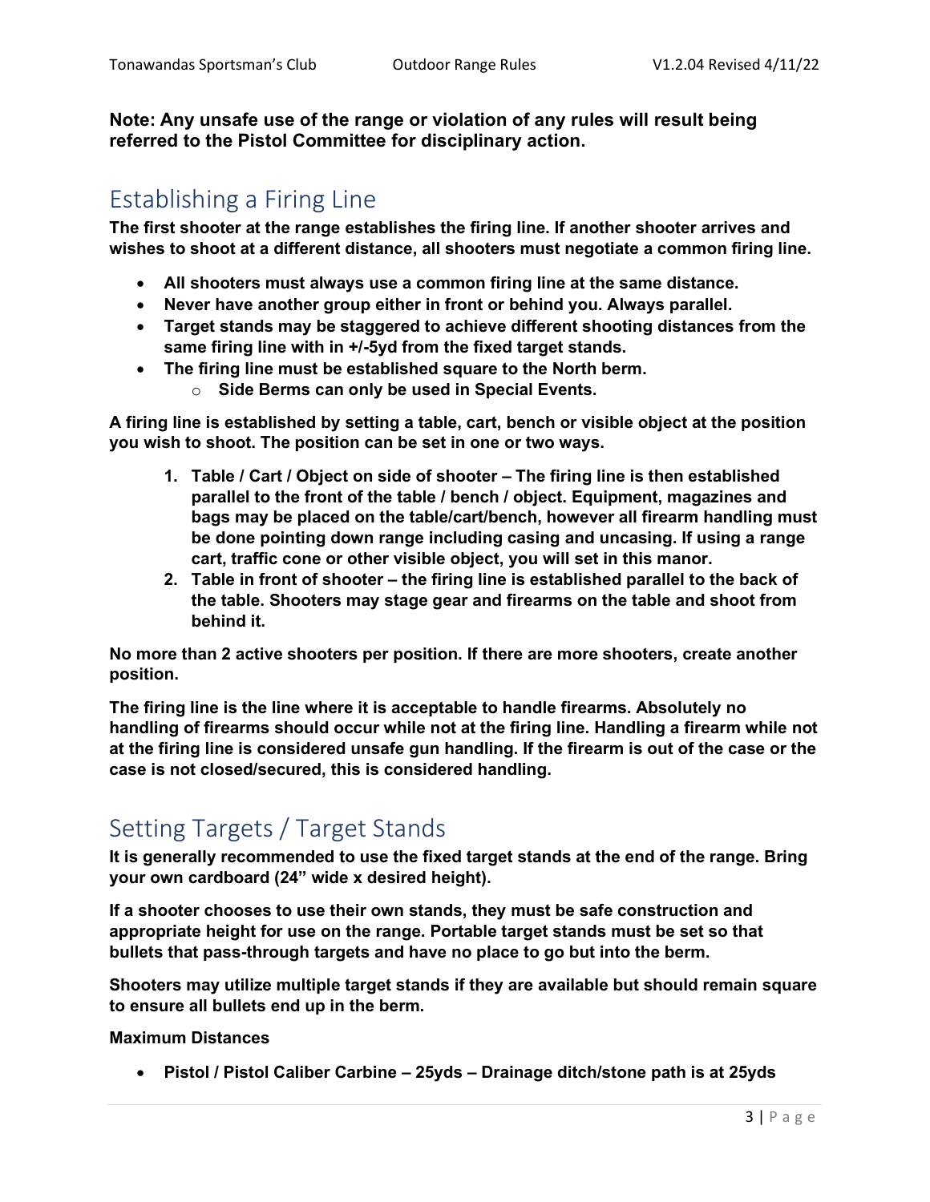**Note: Any unsafe use of the range or violation of any rules will result being referred to the Pistol Committee for disciplinary action.**

## Establishing a Firing Line

**The first shooter at the range establishes the firing line. If another shooter arrives and wishes to shoot at a different distance, all shooters must negotiate a common firing line.**

- **All shooters must always use a common firing line at the same distance.**
- **Never have another group either in front or behind you. Always parallel.**
- **Target stands may be staggered to achieve different shooting distances from the same firing line with in +/-5yd from the fixed target stands.**
- **The firing line must be established square to the North berm.**
  - **Side Berms can only be used in Special Events.**

**A firing line is established by setting a table, cart, bench or visible object at the position you wish to shoot. The position can be set in one or two ways.**

1. **Table / Cart / Object on side of shooter – The firing line is then established parallel to the front of the table / bench / object. Equipment, magazines and bags may be placed on the table/cart/bench, however all firearm handling must be done pointing down range including casing and uncasing. If using a range cart, traffic cone or other visible object, you will set in this manor.**
2. **Table in front of shooter – the firing line is established parallel to the back of the table. Shooters may stage gear and firearms on the table and shoot from behind it.**

**No more than 2 active shooters per position. If there are more shooters, create another position.**

**The firing line is the line where it is acceptable to handle firearms. Absolutely no handling of firearms should occur while not at the firing line. Handling a firearm while not at the firing line is considered unsafe gun handling. If the firearm is out of the case or the case is not closed/secured, this is considered handling.**

## Setting Targets / Target Stands

**It is generally recommended to use the fixed target stands at the end of the range. Bring your own cardboard (24" wide x desired height).**

**If a shooter chooses to use their own stands, they must be safe construction and appropriate height for use on the range. Portable target stands must be set so that bullets that pass-through targets and have no place to go but into the berm.**

**Shooters may utilize multiple target stands if they are available but should remain square to ensure all bullets end up in the berm.**

**Maximum Distances**

- **Pistol / Pistol Caliber Carbine – 25yds – Drainage ditch/stone path is at 25yds**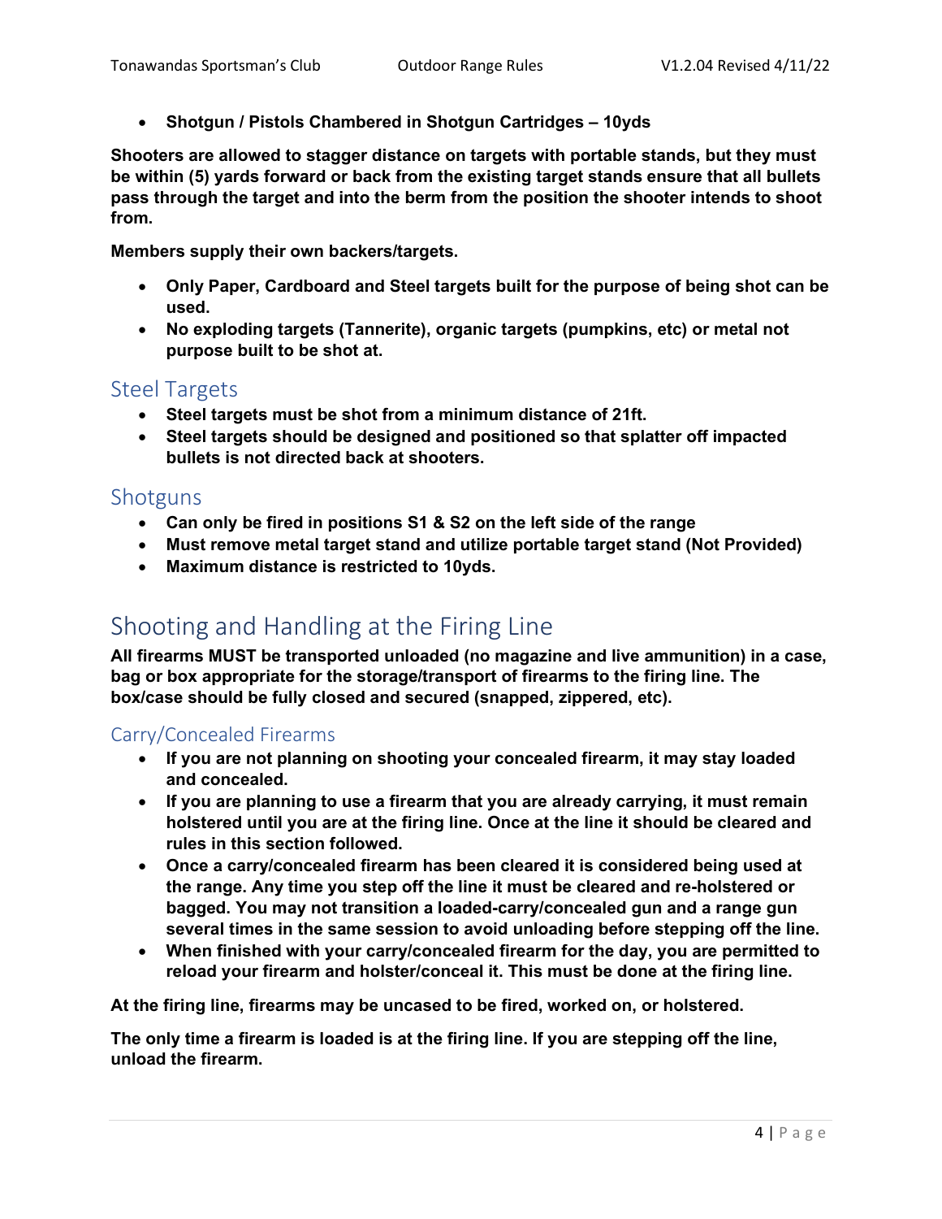- **Shotgun / Pistols Chambered in Shotgun Cartridges – 10yds**

**Shooters are allowed to stagger distance on targets with portable stands, but they must be within (5) yards forward or back from the existing target stands ensure that all bullets pass through the target and into the berm from the position the shooter intends to shoot from.**

**Members supply their own backers/targets.**

- **Only Paper, Cardboard and Steel targets built for the purpose of being shot can be used.**
- **No exploding targets (Tannerite), organic targets (pumpkins, etc) or metal not purpose built to be shot at.**

### Steel Targets

- **Steel targets must be shot from a minimum distance of 21ft.**
- **Steel targets should be designed and positioned so that splatter off impacted bullets is not directed back at shooters.**

### Shotguns

- **Can only be fired in positions S1 & S2 on the left side of the range**
- **Must remove metal target stand and utilize portable target stand (Not Provided)**
- **Maximum distance is restricted to 10yds.**

## Shooting and Handling at the Firing Line

**All firearms MUST be transported unloaded (no magazine and live ammunition) in a case, bag or box appropriate for the storage/transport of firearms to the firing line. The box/case should be fully closed and secured (snapped, zippered, etc).**

### Carry/Concealed Firearms

- **If you are not planning on shooting your concealed firearm, it may stay loaded and concealed.**
- **If you are planning to use a firearm that you are already carrying, it must remain holstered until you are at the firing line. Once at the line it should be cleared and rules in this section followed.**
- **Once a carry/concealed firearm has been cleared it is considered being used at the range. Any time you step off the line it must be cleared and re-holstered or bagged. You may not transition a loaded-carry/concealed gun and a range gun several times in the same session to avoid unloading before stepping off the line.**
- **When finished with your carry/concealed firearm for the day, you are permitted to reload your firearm and holster/conceal it. This must be done at the firing line.**

**At the firing line, firearms may be uncased to be fired, worked on, or holstered.**

**The only time a firearm is loaded is at the firing line. If you are stepping off the line, unload the firearm.**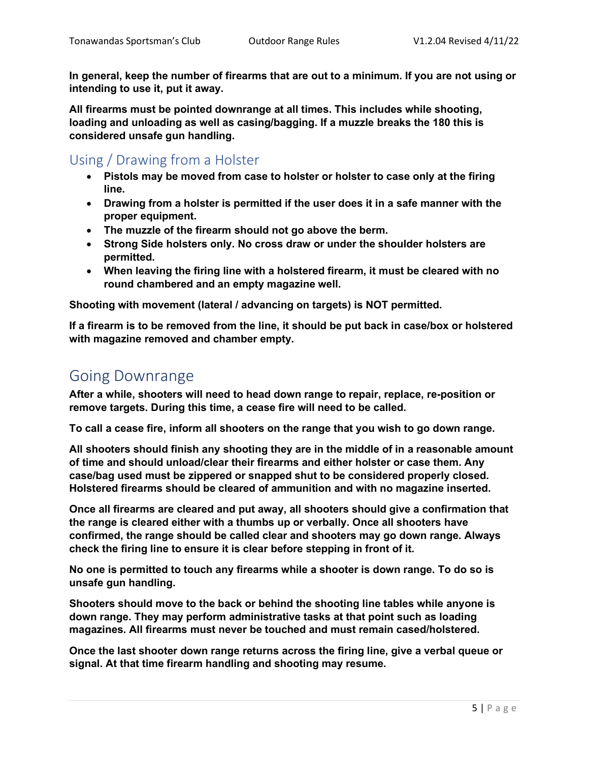**In general, keep the number of firearms that are out to a minimum. If you are not using or intending to use it, put it away.**

**All firearms must be pointed downrange at all times. This includes while shooting, loading and unloading as well as casing/bagging. If a muzzle breaks the 180 this is considered unsafe gun handling.**

## Using / Drawing from a Holster

- **Pistols may be moved from case to holster or holster to case only at the firing line.**
- **Drawing from a holster is permitted if the user does it in a safe manner with the proper equipment.**
- **The muzzle of the firearm should not go above the berm.**
- **Strong Side holsters only. No cross draw or under the shoulder holsters are permitted.**
- **When leaving the firing line with a holstered firearm, it must be cleared with no round chambered and an empty magazine well.**

**Shooting with movement (lateral / advancing on targets) is NOT permitted.**

**If a firearm is to be removed from the line, it should be put back in case/box or holstered with magazine removed and chamber empty.**

# Going Downrange

**After a while, shooters will need to head down range to repair, replace, re-position or remove targets. During this time, a cease fire will need to be called.**

**To call a cease fire, inform all shooters on the range that you wish to go down range.**

**All shooters should finish any shooting they are in the middle of in a reasonable amount of time and should unload/clear their firearms and either holster or case them. Any case/bag used must be zippered or snapped shut to be considered properly closed. Holstered firearms should be cleared of ammunition and with no magazine inserted.**

**Once all firearms are cleared and put away, all shooters should give a confirmation that the range is cleared either with a thumbs up or verbally. Once all shooters have confirmed, the range should be called clear and shooters may go down range. Always check the firing line to ensure it is clear before stepping in front of it.**

**No one is permitted to touch any firearms while a shooter is down range. To do so is unsafe gun handling.**

**Shooters should move to the back or behind the shooting line tables while anyone is down range. They may perform administrative tasks at that point such as loading magazines. All firearms must never be touched and must remain cased/holstered.**

**Once the last shooter down range returns across the firing line, give a verbal queue or signal. At that time firearm handling and shooting may resume.**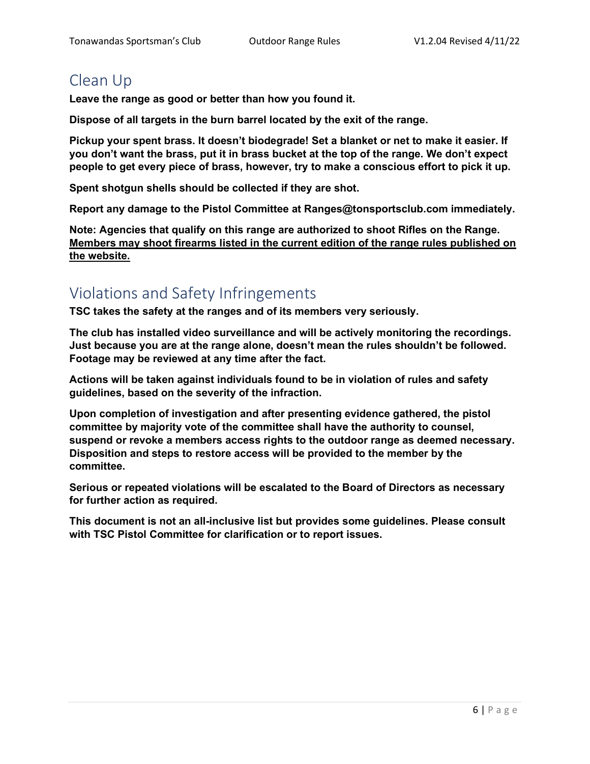## Clean Up

**Leave the range as good or better than how you found it.**

**Dispose of all targets in the burn barrel located by the exit of the range.**

**Pickup your spent brass. It doesn't biodegrade! Set a blanket or net to make it easier. If you don't want the brass, put it in brass bucket at the top of the range. We don't expect people to get every piece of brass, however, try to make a conscious effort to pick it up.**

**Spent shotgun shells should be collected if they are shot.**

**Report any damage to the Pistol Committee at Ranges@tonsportsclub.com immediately.**

**Note: Agencies that qualify on this range are authorized to shoot Rifles on the Range. <u>Members may shoot firearms listed in the current edition of the range rules published on the website.</u>**

## Violations and Safety Infringements

**TSC takes the safety at the ranges and of its members very seriously.**

**The club has installed video surveillance and will be actively monitoring the recordings. Just because you are at the range alone, doesn't mean the rules shouldn't be followed. Footage may be reviewed at any time after the fact.**

**Actions will be taken against individuals found to be in violation of rules and safety guidelines, based on the severity of the infraction.**

**Upon completion of investigation and after presenting evidence gathered, the pistol committee by majority vote of the committee shall have the authority to counsel, suspend or revoke a members access rights to the outdoor range as deemed necessary. Disposition and steps to restore access will be provided to the member by the committee.**

**Serious or repeated violations will be escalated to the Board of Directors as necessary for further action as required.**

**This document is not an all-inclusive list but provides some guidelines. Please consult with TSC Pistol Committee for clarification or to report issues.**